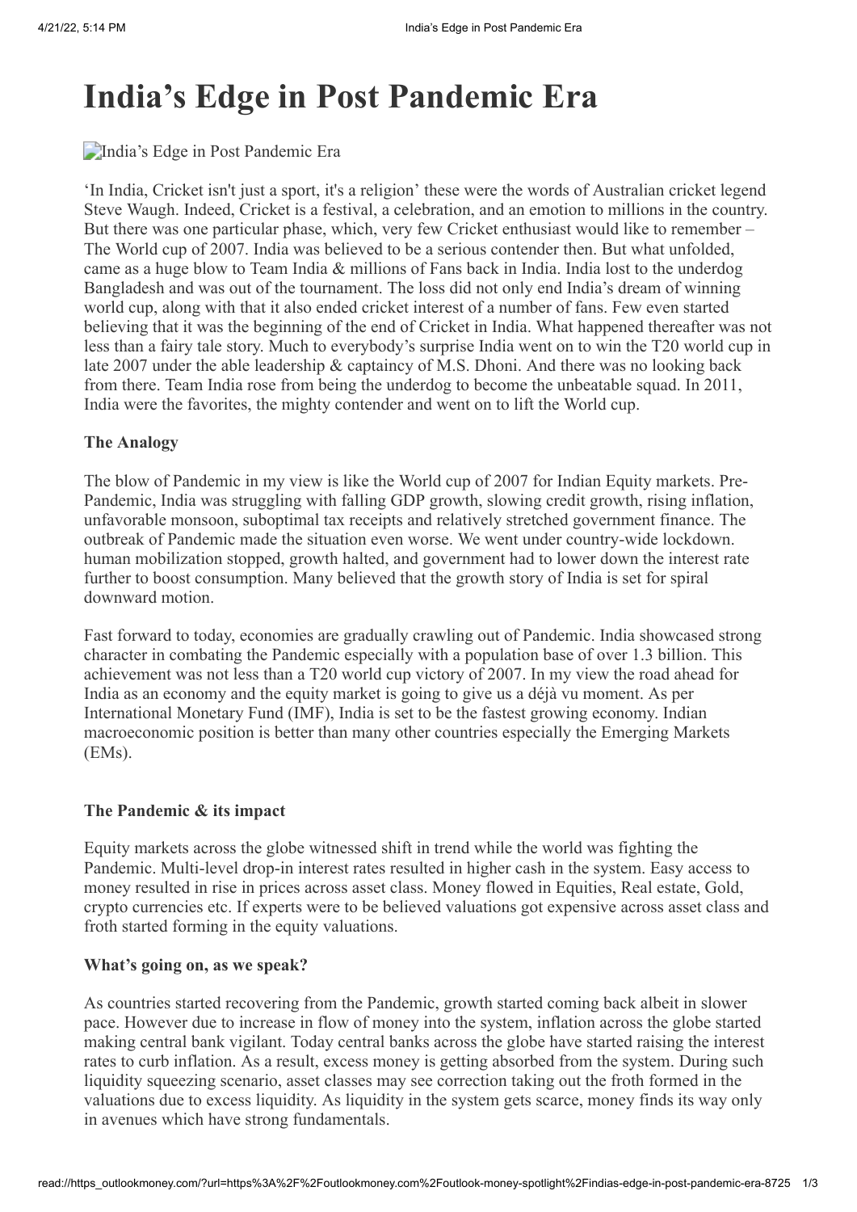# India's Edge in Post Pandemic Era

India's Edge in Post Pandemic Era

'In India, Cricket isn't just a sport, it's a religion' these were the words of Australian cricket legend Steve Waugh. Indeed, Cricket is a festival, a celebration, and an emotion to millions in the country. But there was one particular phase, which, very few Cricket enthusiast would like to remember – The World cup of 2007. India was believed to be a serious contender then. But what unfolded, came as a huge blow to Team India & millions of Fans back in India. India lost to the underdog Bangladesh and was out of the tournament. The loss did not only end India's dream of winning world cup, along with that it also ended cricket interest of a number of fans. Few even started believing that it was the beginning of the end of Cricket in India. What happened thereafter was not less than a fairy tale story. Much to everybody's surprise India went on to win the T20 world cup in late 2007 under the able leadership & captaincy of M.S. Dhoni. And there was no looking back from there. Team India rose from being the underdog to become the unbeatable squad. In 2011, India were the favorites, the mighty contender and went on to lift the World cup.

**The Analogy**

The blow of Pandemic in my view is like the World cup of 2007 for Indian Equity markets. Pre-Pandemic, India was struggling with falling GDP growth, slowing credit growth, rising inflation, unfavorable monsoon, suboptimal tax receipts and relatively stretched government finance. The outbreak of Pandemic made the situation even worse. We went under country-wide lockdown. human mobilization stopped, growth halted, and government had to lower down the interest rate further to boost consumption. Many believed that the growth story of India is set for spiral downward motion.

Fast forward to today, economies are gradually crawling out of Pandemic. India showcased strong character in combating the Pandemic especially with a population base of over 1.3 billion. This achievement was not less than a T20 world cup victory of 2007. In my view the road ahead for India as an economy and the equity market is going to give us a déjà vu moment. As per International Monetary Fund (IMF), India is set to be the fastest growing economy. Indian macroeconomic position is better than many other countries especially the Emerging Markets (EMs).

**The Pandemic & its impact**

Equity markets across the globe witnessed shift in trend while the world was fighting the Pandemic. Multi-level drop-in interest rates resulted in higher cash in the system. Easy access to money resulted in rise in prices across asset class. Money flowed in Equities, Real estate, Gold, crypto currencies etc. If experts were to be believed valuations got expensive across asset class and froth started forming in the equity valuations.

**What's going on, as we speak?**

As countries started recovering from the Pandemic, growth started coming back albeit in slower pace. However due to increase in flow of money into the system, inflation across the globe started making central bank vigilant. Today central banks across the globe have started raising the interest rates to curb inflation. As a result, excess money is getting absorbed from the system. During such liquidity squeezing scenario, asset classes may see correction taking out the froth formed in the valuations due to excess liquidity. As liquidity in the system gets scarce, money finds its way only in avenues which have strong fundamentals.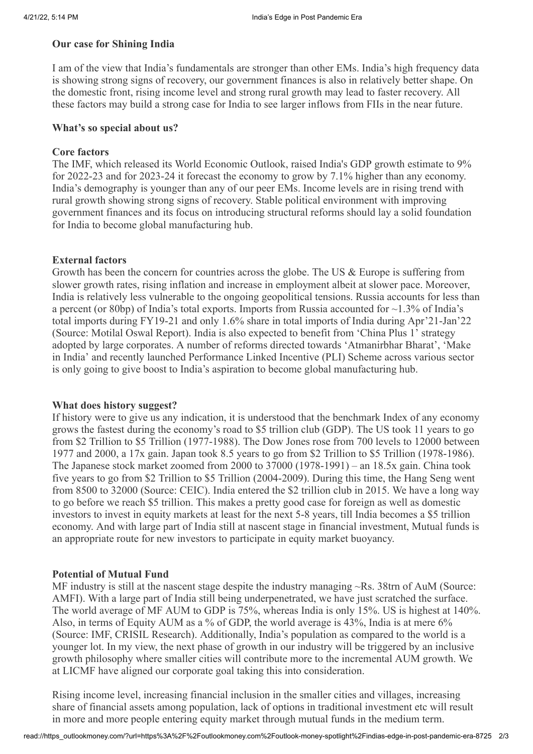## Our case for Shining India

I am of the view that India's fundamentals are stronger than other EMs. India's high frequency data is showing strong signs of recovery, our government finances is also in relatively better shape. On the domestic front, rising income level and strong rural growth may lead to faster recovery. All these factors may build a strong case for India to see larger inflows from FIIs in the near future.

## What's so special about us?

### Core factors

The IMF, which released its World Economic Outlook, raised India's GDP growth estimate to 9% for 2022-23 and for 2023-24 it forecast the economy to grow by 7.1% higher than any economy. India's demography is younger than any of our peer EMs. Income levels are in rising trend with rural growth showing strong signs of recovery. Stable political environment with improving government finances and its focus on introducing structural reforms should lay a solid foundation for India to become global manufacturing hub.

### External factors

Growth has been the concern for countries across the globe. The US & Europe is suffering from slower growth rates, rising inflation and increase in employment albeit at slower pace. Moreover, India is relatively less vulnerable to the ongoing geopolitical tensions. Russia accounts for less than a percent (or 80bp) of India's total exports. Imports from Russia accounted for ~1.3% of India's total imports during FY19-21 and only 1.6% share in total imports of India during Apr'21-Jan'22 (Source: Motilal Oswal Report). India is also expected to benefit from 'China Plus 1' strategy adopted by large corporates. A number of reforms directed towards 'Atmanirbhar Bharat', 'Make in India' and recently launched Performance Linked Incentive (PLI) Scheme across various sector is only going to give boost to India's aspiration to become global manufacturing hub.

## What does history suggest?

If history were to give us any indication, it is understood that the benchmark Index of any economy grows the fastest during the economy's road to $5 trillion club (GDP). The US took 11 years to go from $2 Trillion to $5 Trillion (1977-1988). The Dow Jones rose from 700 levels to 12000 between 1977 and 2000, a 17x gain. Japan took 8.5 years to go from $2 Trillion to $5 Trillion (1978-1986). The Japanese stock market zoomed from 2000 to 37000 (1978-1991) – an 18.5x gain. China took five years to go from $2 Trillion to $5 Trillion (2004-2009). During this time, the Hang Seng went from 8500 to 32000 (Source: CEIC). India entered the $2 trillion club in 2015. We have a long way to go before we reach $5 trillion. This makes a pretty good case for foreign as well as domestic investors to invest in equity markets at least for the next 5-8 years, till India becomes a $5 trillion economy. And with large part of India still at nascent stage in financial investment, Mutual funds is an appropriate route for new investors to participate in equity market buoyancy.

## Potential of Mutual Fund

MF industry is still at the nascent stage despite the industry managing ~Rs. 38trn of AuM (Source: AMFI). With a large part of India still being underpenetrated, we have just scratched the surface. The world average of MF AUM to GDP is 75%, whereas India is only 15%. US is highest at 140%. Also, in terms of Equity AUM as a % of GDP, the world average is 43%, India is at mere 6% (Source: IMF, CRISIL Research). Additionally, India's population as compared to the world is a younger lot. In my view, the next phase of growth in our industry will be triggered by an inclusive growth philosophy where smaller cities will contribute more to the incremental AUM growth. We at LICMF have aligned our corporate goal taking this into consideration.

Rising income level, increasing financial inclusion in the smaller cities and villages, increasing share of financial assets among population, lack of options in traditional investment etc will result in more and more people entering equity market through mutual funds in the medium term.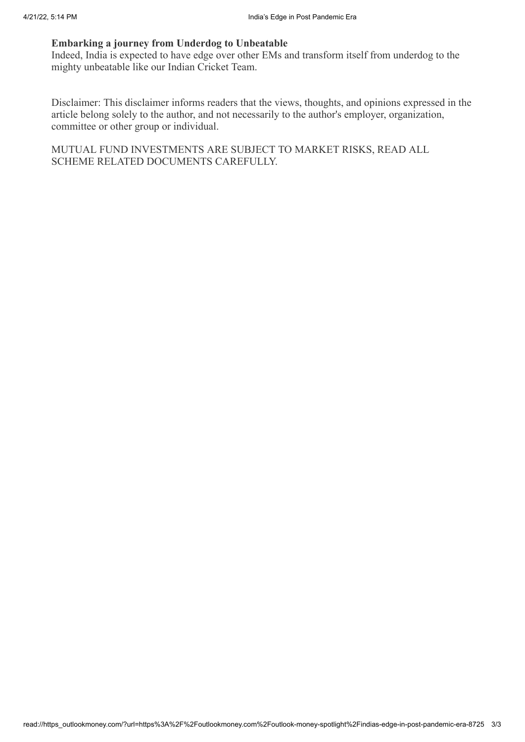**Embarking a journey from Underdog to Unbeatable**

Indeed, India is expected to have edge over other EMs and transform itself from underdog to the mighty unbeatable like our Indian Cricket Team.

Disclaimer: This disclaimer informs readers that the views, thoughts, and opinions expressed in the article belong solely to the author, and not necessarily to the author's employer, organization, committee or other group or individual.

MUTUAL FUND INVESTMENTS ARE SUBJECT TO MARKET RISKS, READ ALL SCHEME RELATED DOCUMENTS CAREFULLY.